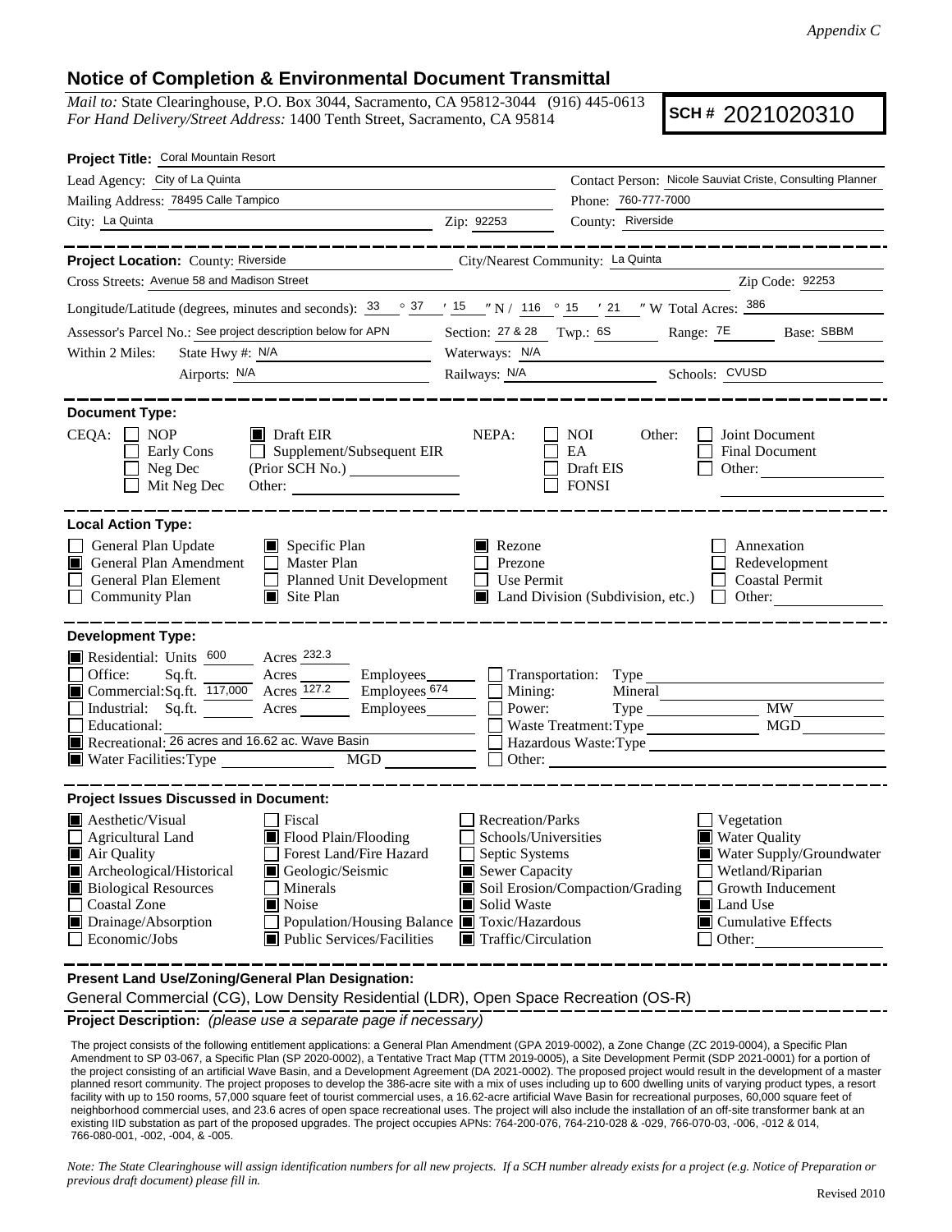*Appendix C*

## Notice of Completion & Environmental Document Transmittal

*Mail to:* State Clearinghouse, P.O. Box 3044, Sacramento, CA 95812-3044 (916) 445-0613
*For Hand Delivery/Street Address:* 1400 Tenth Street, Sacramento, CA 95814

**SCH #** 2021020310

**Project Title:** Coral Mountain Resort

Lead Agency: City of La Quinta
Contact Person: Nicole Sauviat Criste, Consulting Planner
Mailing Address: 78495 Calle Tampico
Phone: 760-777-7000
City: La Quinta  Zip: 92253  County: Riverside

---

**Project Location:** County: Riverside  City/Nearest Community: La Quinta
Cross Streets: Avenue 58 and Madison Street  Zip Code: 92253
Longitude/Latitude (degrees, minutes and seconds): 33 ° 37 ′ 15 ″ N / 116 ° 15 ′ 21 ″ W Total Acres: 386
Assessor's Parcel No.: See project description below for APN  Section: 27 & 28  Twp.: 6S  Range: 7E  Base: SBBM
Within 2 Miles: State Hwy #: N/A  Waterways: N/A
Airports: N/A  Railways: N/A  Schools: CVUSD

---

**Document Type:**

CEQA: ☐ NOP ☒ Draft EIR ☐ Early Cons ☐ Supplement/Subsequent EIR ☐ Neg Dec (Prior SCH No.) ☐ Mit Neg Dec Other:
NEPA: ☐ NOI ☐ EA ☐ Draft EIS ☐ FONSI
Other: ☐ Joint Document ☐ Final Document ☐ Other:

---

**Local Action Type:**

☐ General Plan Update ☒ Specific Plan ☒ Rezone ☐ Annexation
☒ General Plan Amendment ☐ Master Plan ☐ Prezone ☐ Redevelopment
☐ General Plan Element ☐ Planned Unit Development ☐ Use Permit ☐ Coastal Permit
☐ Community Plan ☒ Site Plan ☒ Land Division (Subdivision, etc.) ☐ Other:

---

**Development Type:**

☒ Residential: Units 600 Acres 232.3
☐ Office: Sq.ft. Acres Employees
☒ Commercial: Sq.ft. 117,000 Acres 127.2 Employees 674
☐ Industrial: Sq.ft. Acres Employees
☐ Educational:
☒ Recreational: 26 acres and 16.62 ac. Wave Basin
☒ Water Facilities: Type MGD
☐ Transportation: Type
☐ Mining: Mineral
☐ Power: Type MW
☐ Waste Treatment: Type MGD
☐ Hazardous Waste: Type
☐ Other:

---

**Project Issues Discussed in Document:**

☒ Aesthetic/Visual ☐ Fiscal ☐ Recreation/Parks ☐ Vegetation
☐ Agricultural Land ☒ Flood Plain/Flooding ☐ Schools/Universities ☒ Water Quality
☒ Air Quality ☐ Forest Land/Fire Hazard ☐ Septic Systems ☒ Water Supply/Groundwater
☒ Archeological/Historical ☒ Geologic/Seismic ☒ Sewer Capacity ☐ Wetland/Riparian
☒ Biological Resources ☐ Minerals ☒ Soil Erosion/Compaction/Grading ☐ Growth Inducement
☐ Coastal Zone ☒ Noise ☒ Solid Waste ☒ Land Use
☒ Drainage/Absorption ☐ Population/Housing Balance ☒ Toxic/Hazardous ☒ Cumulative Effects
☐ Economic/Jobs ☒ Public Services/Facilities ☒ Traffic/Circulation ☐ Other:

---

**Present Land Use/Zoning/General Plan Designation:**

General Commercial (CG), Low Density Residential (LDR), Open Space Recreation (OS-R)

**Project Description:** *(please use a separate page if necessary)*

The project consists of the following entitlement applications: a General Plan Amendment (GPA 2019-0002), a Zone Change (ZC 2019-0004), a Specific Plan Amendment to SP 03-067, a Specific Plan (SP 2020-0002), a Tentative Tract Map (TTM 2019-0005), a Site Development Permit (SDP 2021-0001) for a portion of the project consisting of an artificial Wave Basin, and a Development Agreement (DA 2021-0002). The proposed project would result in the development of a master planned resort community. The project proposes to develop the 386-acre site with a mix of uses including up to 600 dwelling units of varying product types, a resort facility with up to 150 rooms, 57,000 square feet of tourist commercial uses, a 16.62-acre artificial Wave Basin for recreational purposes, 60,000 square feet of neighborhood commercial uses, and 23.6 acres of open space recreational uses. The project will also include the installation of an off-site transformer bank at an existing IID substation as part of the proposed upgrades. The project occupies APNs: 764-200-076, 764-210-028 & -029, 766-070-03, -006, -012 & 014, 766-080-001, -002, -004, & -005.

*Note: The State Clearinghouse will assign identification numbers for all new projects. If a SCH number already exists for a project (e.g. Notice of Preparation or previous draft document) please fill in.*

Revised 2010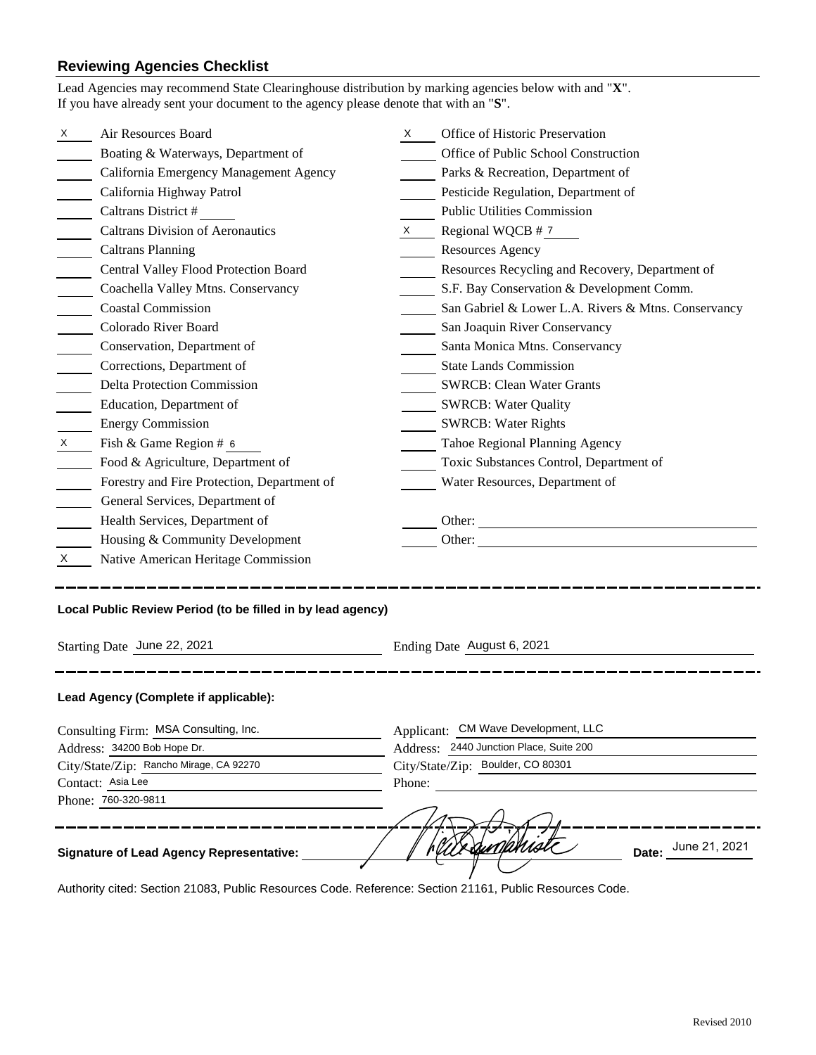## Reviewing Agencies Checklist

Lead Agencies may recommend State Clearinghouse distribution by marking agencies below with and "**X**".
If you have already sent your document to the agency please denote that with an "**S**".

| | | | |
|---|---|---|---|
| X | Air Resources Board | X | Office of Historic Preservation |
| | Boating & Waterways, Department of | | Office of Public School Construction |
| | California Emergency Management Agency | | Parks & Recreation, Department of |
| | California Highway Patrol | | Pesticide Regulation, Department of |
| | Caltrans District # | | Public Utilities Commission |
| | Caltrans Division of Aeronautics | X | Regional WQCB # 7 |
| | Caltrans Planning | | Resources Agency |
| | Central Valley Flood Protection Board | | Resources Recycling and Recovery, Department of |
| | Coachella Valley Mtns. Conservancy | | S.F. Bay Conservation & Development Comm. |
| | Coastal Commission | | San Gabriel & Lower L.A. Rivers & Mtns. Conservancy |
| | Colorado River Board | | San Joaquin River Conservancy |
| | Conservation, Department of | | Santa Monica Mtns. Conservancy |
| | Corrections, Department of | | State Lands Commission |
| | Delta Protection Commission | | SWRCB: Clean Water Grants |
| | Education, Department of | | SWRCB: Water Quality |
| | Energy Commission | | SWRCB: Water Rights |
| X | Fish & Game Region # 6 | | Tahoe Regional Planning Agency |
| | Food & Agriculture, Department of | | Toxic Substances Control, Department of |
| | Forestry and Fire Protection, Department of | | Water Resources, Department of |
| | General Services, Department of | | |
| | Health Services, Department of | | Other: |
| | Housing & Community Development | | Other: |
| X | Native American Heritage Commission | | |

---

**Local Public Review Period (to be filled in by lead agency)**

Starting Date June 22, 2021 Ending Date August 6, 2021

---

**Lead Agency (Complete if applicable):**

Consulting Firm: MSA Consulting, Inc.
Address: 34200 Bob Hope Dr.
City/State/Zip: Rancho Mirage, CA 92270
Contact: Asia Lee
Phone: 760-320-9811

Applicant: CM Wave Development, LLC
Address: 2440 Junction Place, Suite 200
City/State/Zip: Boulder, CO 80301
Phone:

---

**Signature of Lead Agency Representative:** [signature] **Date:** June 21, 2021

Authority cited: Section 21083, Public Resources Code. Reference: Section 21161, Public Resources Code.

Revised 2010